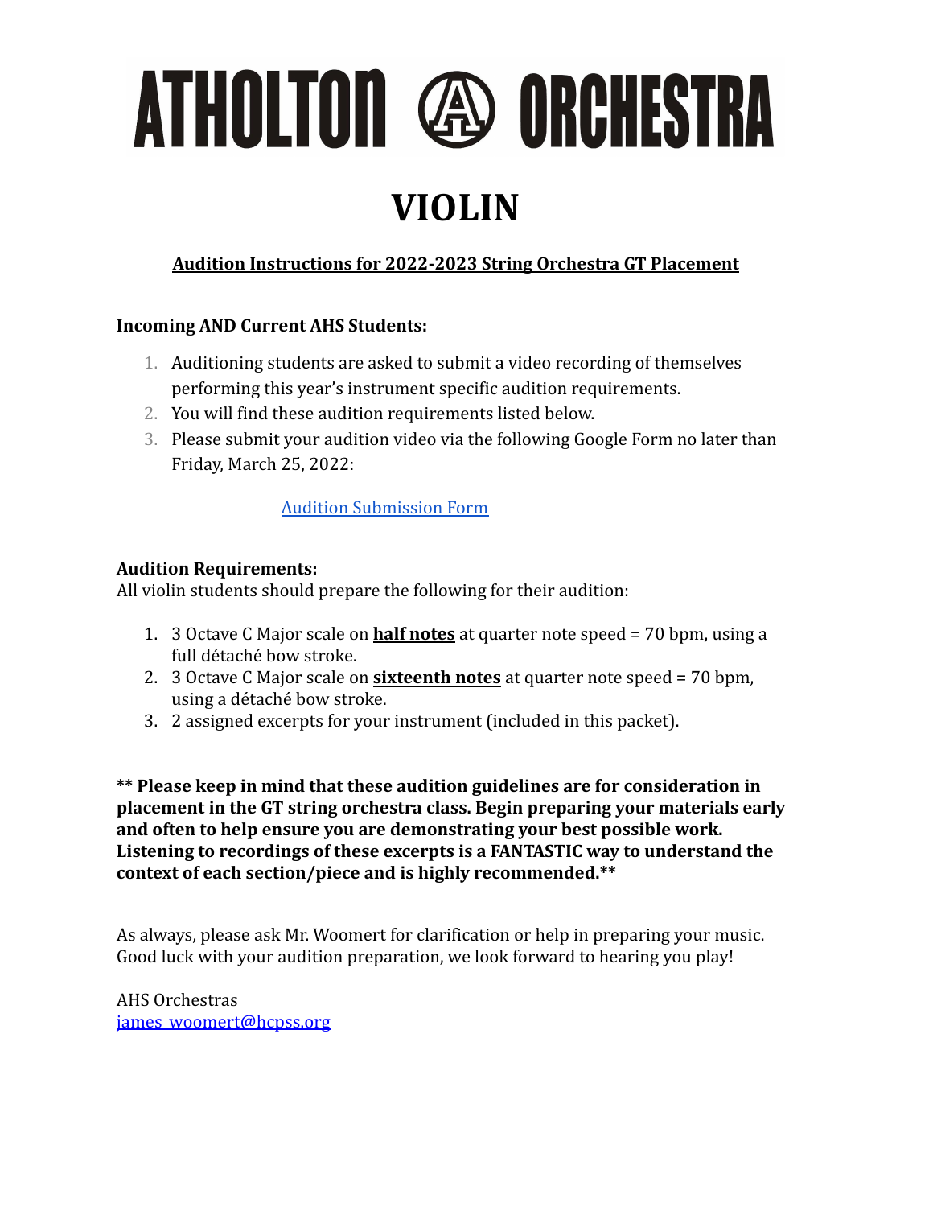# ATHOLTON ORCHESTRA

# VIOLIN

**Audition Instructions for 2022-2023 String Orchestra GT Placement**

**Incoming AND Current AHS Students:**

1. Auditioning students are asked to submit a video recording of themselves performing this year's instrument specific audition requirements.
2. You will find these audition requirements listed below.
3. Please submit your audition video via the following Google Form no later than Friday, March 25, 2022:

[Audition Submission Form]()

**Audition Requirements:**
All violin students should prepare the following for their audition:

1. 3 Octave C Major scale on **half notes** at quarter note speed = 70 bpm, using a full détaché bow stroke.
2. 3 Octave C Major scale on **sixteenth notes** at quarter note speed = 70 bpm, using a détaché bow stroke.
3. 2 assigned excerpts for your instrument (included in this packet).

**** Please keep in mind that these audition guidelines are for consideration in placement in the GT string orchestra class. Begin preparing your materials early and often to help ensure you are demonstrating your best possible work. Listening to recordings of these excerpts is a FANTASTIC way to understand the context of each section/piece and is highly recommended.****

As always, please ask Mr. Woomert for clarification or help in preparing your music. Good luck with your audition preparation, we look forward to hearing you play!

AHS Orchestras
james_woomert@hcpss.org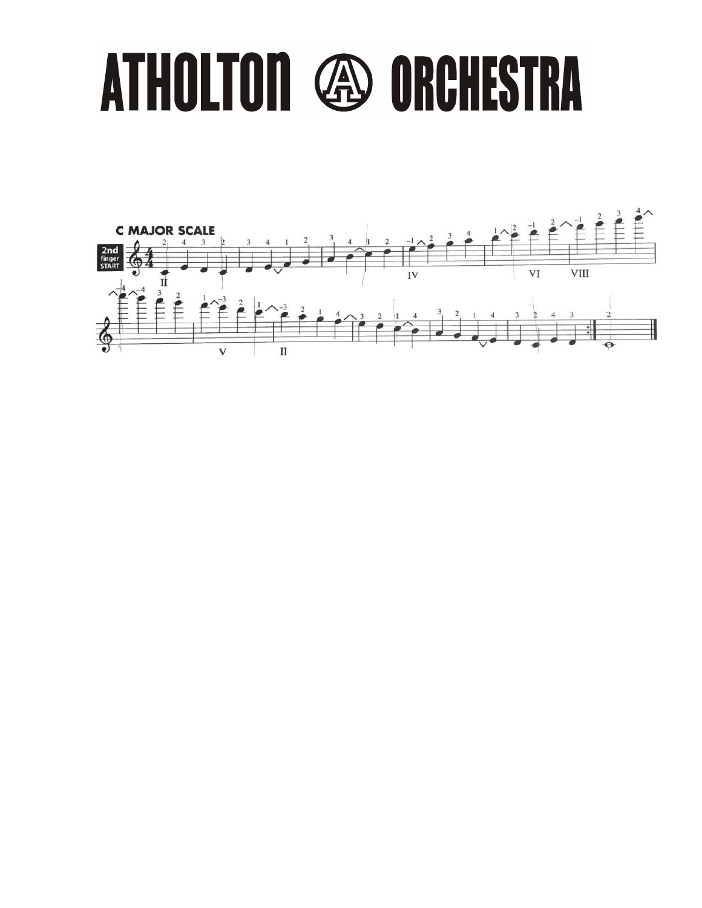## C MAJOR SCALE

2nd finger START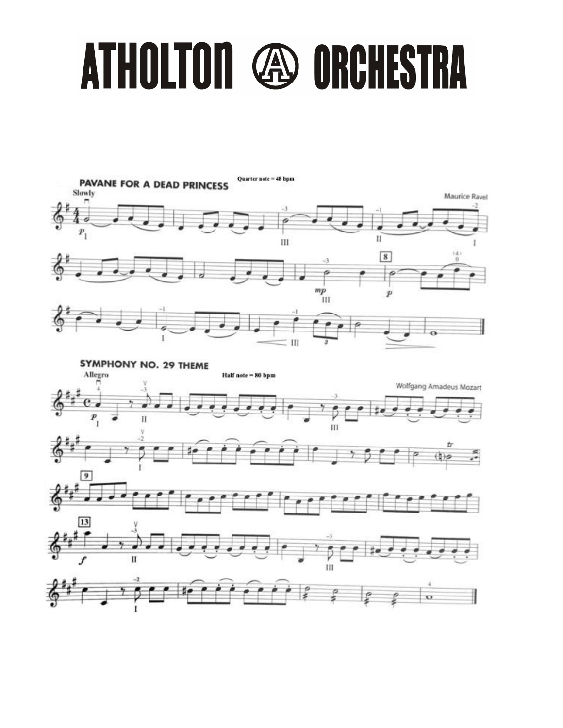# ATHOLTON ORCHESTRA

## PAVANE FOR A DEAD PRINCESS

Quarter note = 48 bpm

Slowly

Maurice Ravel

## SYMPHONY NO. 29 THEME

Allegro

Half note = 80 bpm

Wolfgang Amadeus Mozart